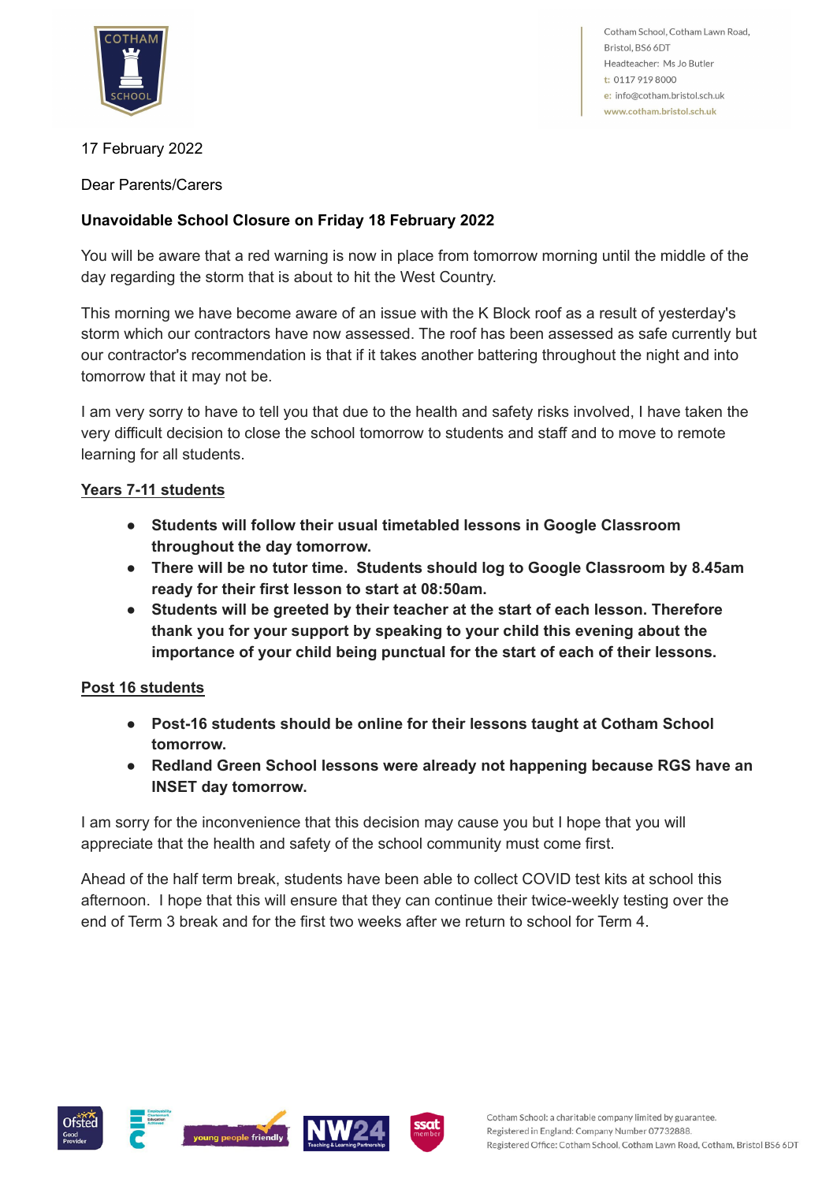Cotham School, Cotham Lawn Road, Bristol, BS6 6DT
Headteacher: Ms Jo Butler
t: 0117 919 8000
e: info@cotham.bristol.sch.uk
www.cotham.bristol.sch.uk

17 February 2022

Dear Parents/Carers

**Unavoidable School Closure on Friday 18 February 2022**

You will be aware that a red warning is now in place from tomorrow morning until the middle of the day regarding the storm that is about to hit the West Country.

This morning we have become aware of an issue with the K Block roof as a result of yesterday's storm which our contractors have now assessed. The roof has been assessed as safe currently but our contractor's recommendation is that if it takes another battering throughout the night and into tomorrow that it may not be.

I am very sorry to have to tell you that due to the health and safety risks involved, I have taken the very difficult decision to close the school tomorrow to students and staff and to move to remote learning for all students.

**Years 7-11 students**

- **Students will follow their usual timetabled lessons in Google Classroom throughout the day tomorrow.**
- **There will be no tutor time. Students should log to Google Classroom by 8.45am ready for their first lesson to start at 08:50am.**
- **Students will be greeted by their teacher at the start of each lesson. Therefore thank you for your support by speaking to your child this evening about the importance of your child being punctual for the start of each of their lessons.**

**Post 16 students**

- **Post-16 students should be online for their lessons taught at Cotham School tomorrow.**
- **Redland Green School lessons were already not happening because RGS have an INSET day tomorrow.**

I am sorry for the inconvenience that this decision may cause you but I hope that you will appreciate that the health and safety of the school community must come first.

Ahead of the half term break, students have been able to collect COVID test kits at school this afternoon. I hope that this will ensure that they can continue their twice-weekly testing over the end of Term 3 break and for the first two weeks after we return to school for Term 4.

Cotham School: a charitable company limited by guarantee.
Registered in England: Company Number 07732888.
Registered Office: Cotham School, Cotham Lawn Road, Cotham, Bristol BS6 6DT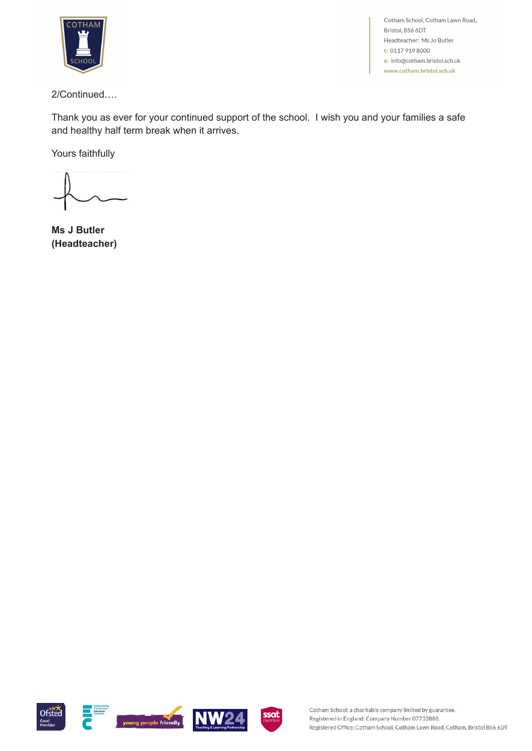2/Continued….

Thank you as ever for your continued support of the school. I wish you and your families a safe and healthy half term break when it arrives.

Yours faithfully

**Ms J Butler**
**(Headteacher)**